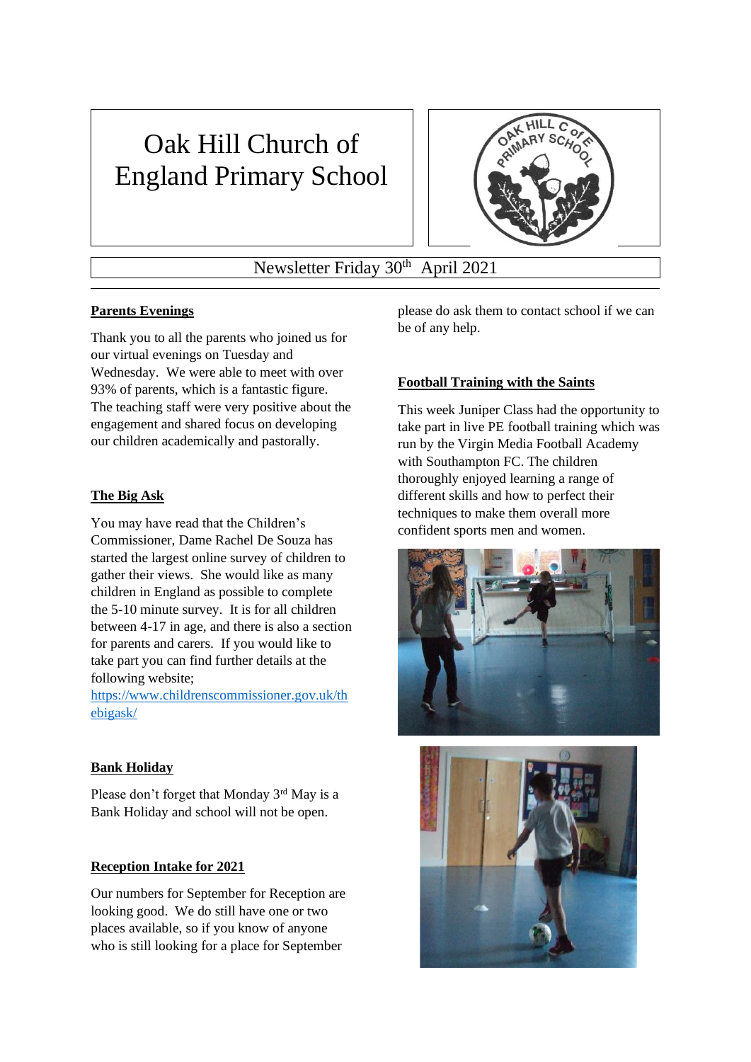# Oak Hill Church of England Primary School

Newsletter Friday 30th April 2021

## Parents Evenings

Thank you to all the parents who joined us for our virtual evenings on Tuesday and Wednesday. We were able to meet with over 93% of parents, which is a fantastic figure. The teaching staff were very positive about the engagement and shared focus on developing our children academically and pastorally.

## The Big Ask

You may have read that the Children's Commissioner, Dame Rachel De Souza has started the largest online survey of children to gather their views. She would like as many children in England as possible to complete the 5-10 minute survey. It is for all children between 4-17 in age, and there is also a section for parents and carers. If you would like to take part you can find further details at the following website; https://www.childrenscommissioner.gov.uk/thebigask/

## Bank Holiday

Please don't forget that Monday 3rd May is a Bank Holiday and school will not be open.

## Reception Intake for 2021

Our numbers for September for Reception are looking good. We do still have one or two places available, so if you know of anyone who is still looking for a place for September please do ask them to contact school if we can be of any help.

## Football Training with the Saints

This week Juniper Class had the opportunity to take part in live PE football training which was run by the Virgin Media Football Academy with Southampton FC. The children thoroughly enjoyed learning a range of different skills and how to perfect their techniques to make them overall more confident sports men and women.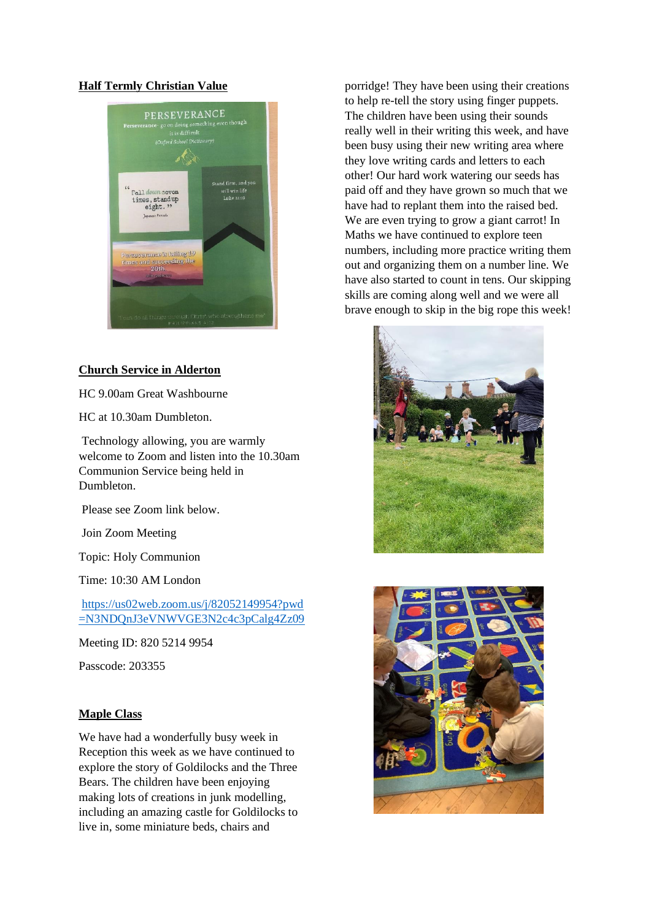## Half Termly Christian Value

## Church Service in Alderton

HC 9.00am Great Washbourne

HC at 10.30am Dumbleton.

Technology allowing, you are warmly welcome to Zoom and listen into the 10.30am Communion Service being held in Dumbleton.

Please see Zoom link below.

Join Zoom Meeting

Topic: Holy Communion

Time: 10:30 AM London

https://us02web.zoom.us/j/82052149954?pwd=N3NDQnJ3eVNWVGE3N2c4c3pCalg4Zz09

Meeting ID: 820 5214 9954

Passcode: 203355

## Maple Class

We have had a wonderfully busy week in Reception this week as we have continued to explore the story of Goldilocks and the Three Bears. The children have been enjoying making lots of creations in junk modelling, including an amazing castle for Goldilocks to live in, some miniature beds, chairs and porridge! They have been using their creations to help re-tell the story using finger puppets. The children have been using their sounds really well in their writing this week, and have been busy using their new writing area where they love writing cards and letters to each other! Our hard work watering our seeds has paid off and they have grown so much that we have had to replant them into the raised bed. We are even trying to grow a giant carrot! In Maths we have continued to explore teen numbers, including more practice writing them out and organizing them on a number line. We have also started to count in tens. Our skipping skills are coming along well and we were all brave enough to skip in the big rope this week!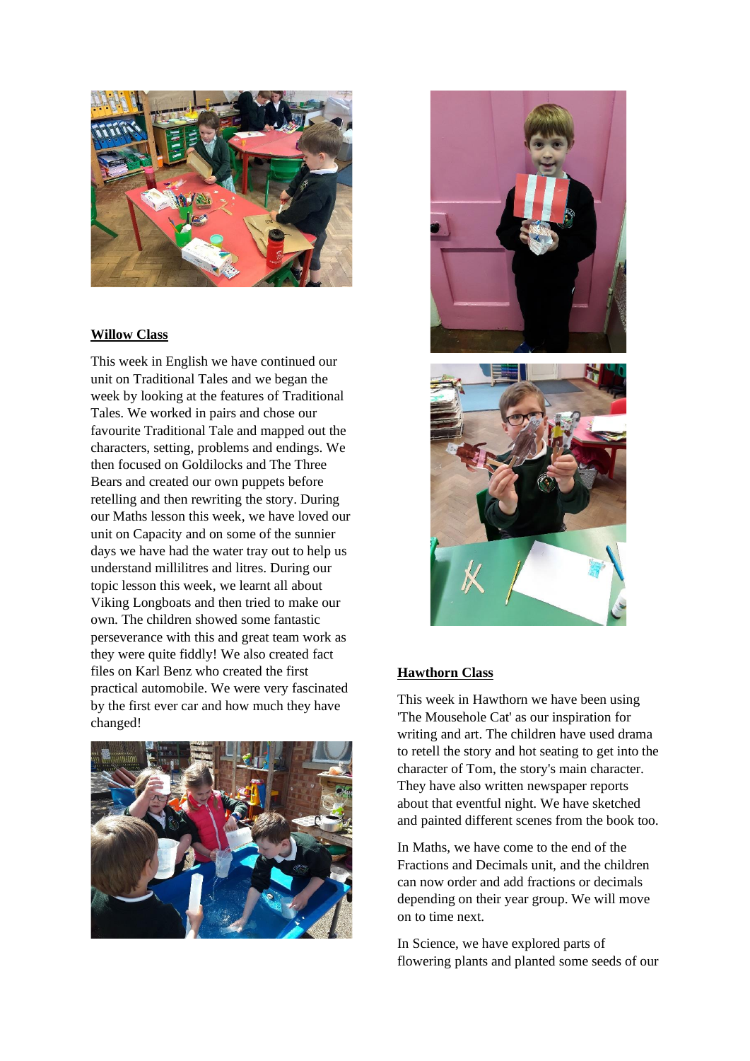## Willow Class

This week in English we have continued our unit on Traditional Tales and we began the week by looking at the features of Traditional Tales. We worked in pairs and chose our favourite Traditional Tale and mapped out the characters, setting, problems and endings. We then focused on Goldilocks and The Three Bears and created our own puppets before retelling and then rewriting the story. During our Maths lesson this week, we have loved our unit on Capacity and on some of the sunnier days we have had the water tray out to help us understand millilitres and litres. During our topic lesson this week, we learnt all about Viking Longboats and then tried to make our own. The children showed some fantastic perseverance with this and great team work as they were quite fiddly! We also created fact files on Karl Benz who created the first practical automobile. We were very fascinated by the first ever car and how much they have changed!

## Hawthorn Class

This week in Hawthorn we have been using 'The Mousehole Cat' as our inspiration for writing and art. The children have used drama to retell the story and hot seating to get into the character of Tom, the story's main character. They have also written newspaper reports about that eventful night. We have sketched and painted different scenes from the book too.

In Maths, we have come to the end of the Fractions and Decimals unit, and the children can now order and add fractions or decimals depending on their year group. We will move on to time next.

In Science, we have explored parts of flowering plants and planted some seeds of our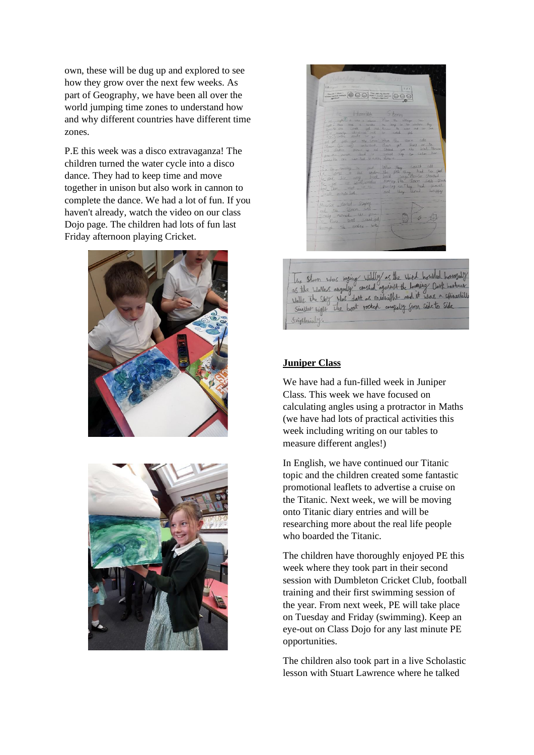own, these will be dug up and explored to see how they grow over the next few weeks. As part of Geography, we have been all over the world jumping time zones to understand how and why different countries have different time zones.

P.E this week was a disco extravaganza! The children turned the water cycle into a disco dance. They had to keep time and move together in unison but also work in cannon to complete the dance. We had a lot of fun. If you haven't already, watch the video on our class Dojo page. The children had lots of fun last Friday afternoon playing Cricket.

## Juniper Class

We have had a fun-filled week in Juniper Class. This week we have focused on calculating angles using a protractor in Maths (we have had lots of practical activities this week including writing on our tables to measure different angles!)

In English, we have continued our Titanic topic and the children created some fantastic promotional leaflets to advertise a cruise on the Titanic. Next week, we will be moving onto Titanic diary entries and will be researching more about the real life people who boarded the Titanic.

The children have thoroughly enjoyed PE this week where they took part in their second session with Dumbleton Cricket Club, football training and their first swimming session of the year. From next week, PE will take place on Tuesday and Friday (swimming). Keep an eye-out on Class Dojo for any last minute PE opportunities.

The children also took part in a live Scholastic lesson with Stuart Lawrence where he talked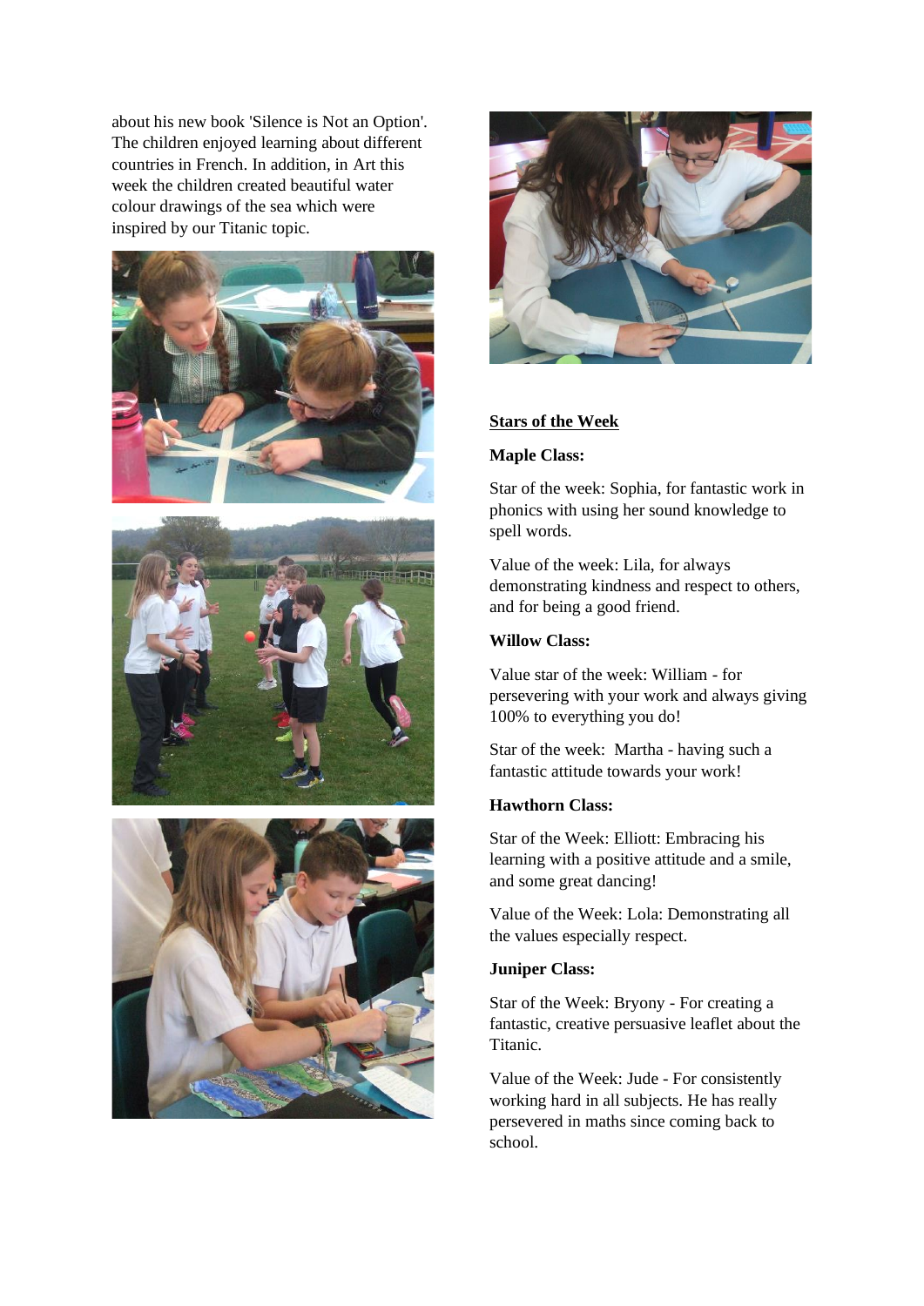about his new book 'Silence is Not an Option'. The children enjoyed learning about different countries in French. In addition, in Art this week the children created beautiful water colour drawings of the sea which were inspired by our Titanic topic.

**Stars of the Week**

**Maple Class:**

Star of the week: Sophia, for fantastic work in phonics with using her sound knowledge to spell words.

Value of the week: Lila, for always demonstrating kindness and respect to others, and for being a good friend.

**Willow Class:**

Value star of the week: William - for persevering with your work and always giving 100% to everything you do!

Star of the week: Martha - having such a fantastic attitude towards your work!

**Hawthorn Class:**

Star of the Week: Elliott: Embracing his learning with a positive attitude and a smile, and some great dancing!

Value of the Week: Lola: Demonstrating all the values especially respect.

**Juniper Class:**

Star of the Week: Bryony - For creating a fantastic, creative persuasive leaflet about the Titanic.

Value of the Week: Jude - For consistently working hard in all subjects. He has really persevered in maths since coming back to school.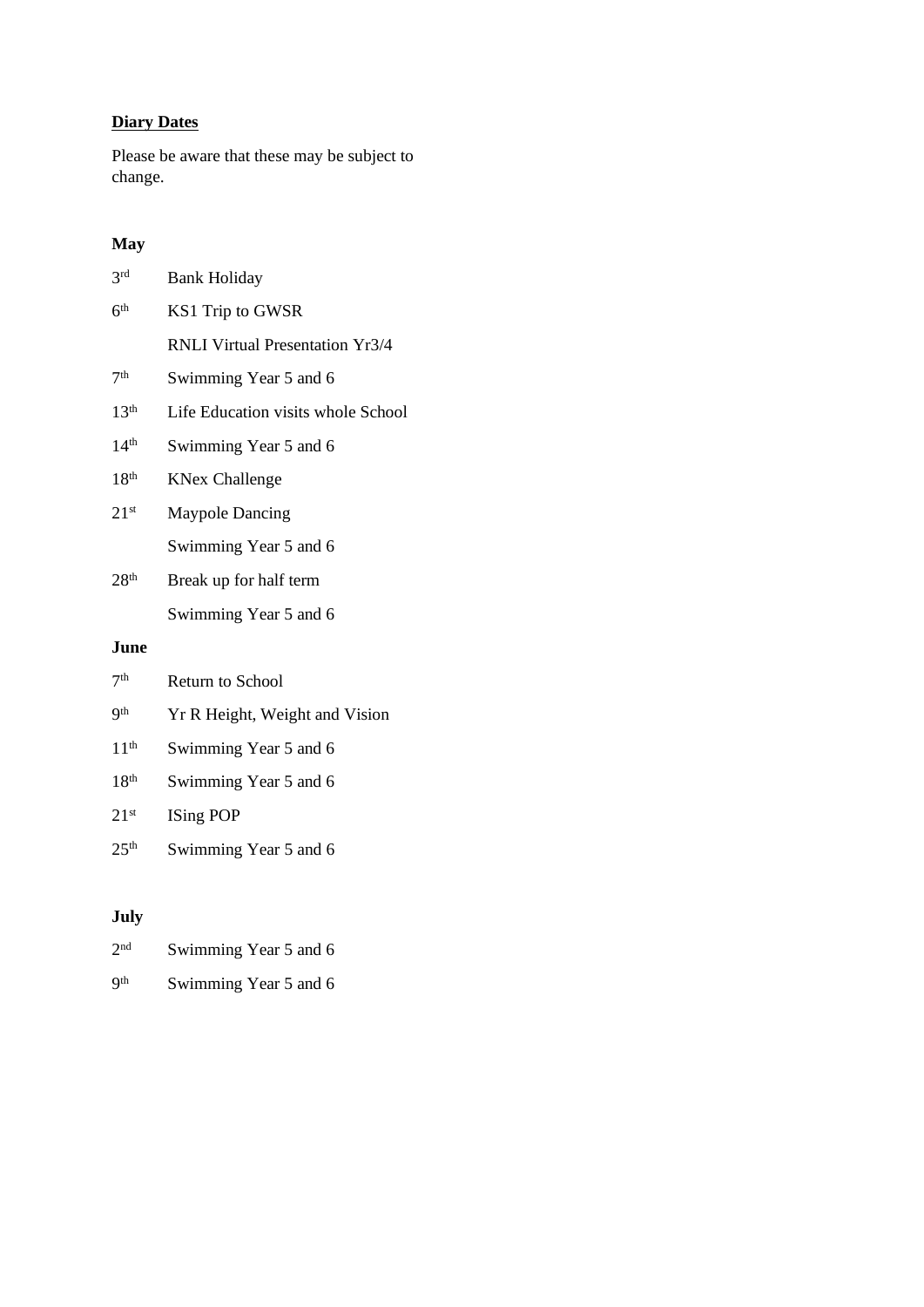**Diary Dates**

Please be aware that these may be subject to change.

**May**

| | |
|---|---|
| 3rd | Bank Holiday |
| 6th | KS1 Trip to GWSR |
| | RNLI Virtual Presentation Yr3/4 |
| 7th | Swimming Year 5 and 6 |
| 13th | Life Education visits whole School |
| 14th | Swimming Year 5 and 6 |
| 18th | KNex Challenge |
| 21st | Maypole Dancing |
| | Swimming Year 5 and 6 |
| 28th | Break up for half term |
| | Swimming Year 5 and 6 |

**June**

| | |
|---|---|
| 7th | Return to School |
| 9th | Yr R Height, Weight and Vision |
| 11th | Swimming Year 5 and 6 |
| 18th | Swimming Year 5 and 6 |
| 21st | ISing POP |
| 25th | Swimming Year 5 and 6 |

**July**

| | |
|---|---|
| 2nd | Swimming Year 5 and 6 |
| 9th | Swimming Year 5 and 6 |